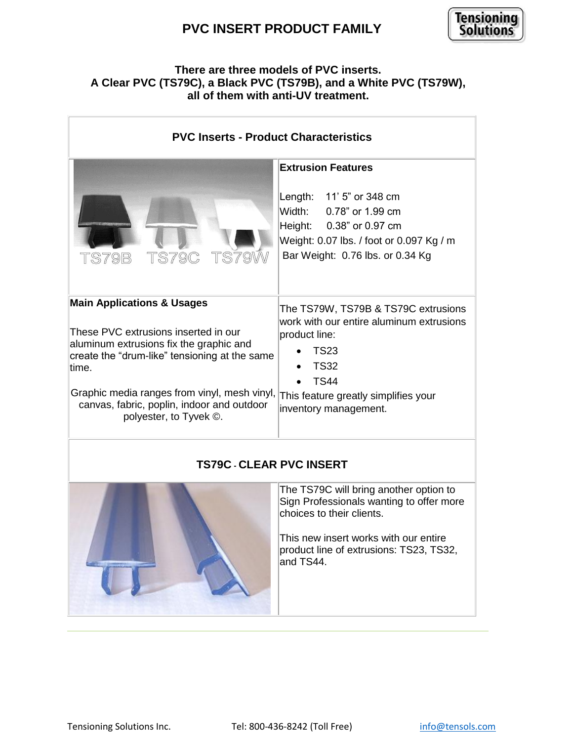# PVC INSERT PRODUCT FAMILY

**There are three models of PVC inserts.**
**A Clear PVC (TS79C), a Black PVC (TS79B), and a White PVC (TS79W), all of them with anti-UV treatment.**

## PVC Inserts - Product Characteristics

TS79B TS79C TS79W

**Extrusion Features**

Length: 11' 5" or 348 cm
Width: 0.78" or 1.99 cm
Height: 0.38" or 0.97 cm
Weight: 0.07 lbs. / foot or 0.097 Kg / m
Bar Weight: 0.76 lbs. or 0.34 Kg

**Main Applications & Usages**

These PVC extrusions inserted in our aluminum extrusions fix the graphic and create the "drum-like" tensioning at the same time.

Graphic media ranges from vinyl, mesh vinyl, canvas, fabric, poplin, indoor and outdoor polyester, to Tyvek ©.

The TS79W, TS79B & TS79C extrusions work with our entire aluminum extrusions product line:

- TS23
- TS32
- TS44

This feature greatly simplifies your inventory management.

## TS79C - CLEAR PVC INSERT

The TS79C will bring another option to Sign Professionals wanting to offer more choices to their clients.

This new insert works with our entire product line of extrusions: TS23, TS32, and TS44.

Tensioning Solutions Inc. Tel: 800-436-8242 (Toll Free) info@tensols.com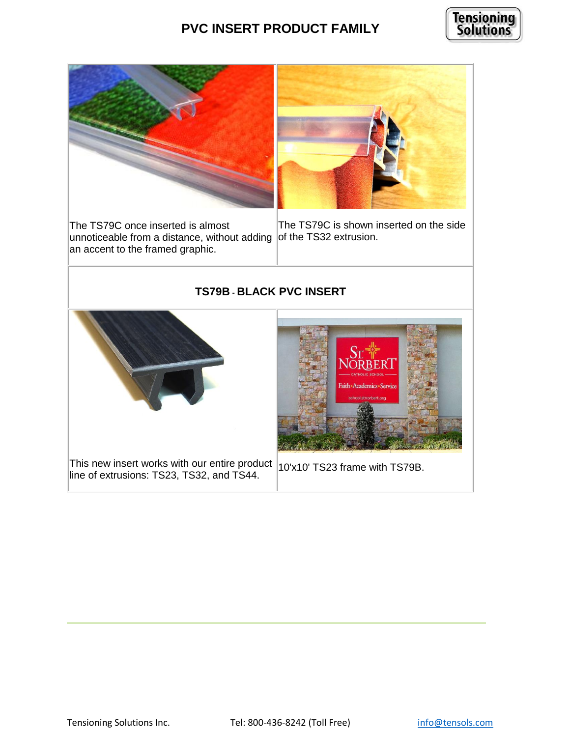# PVC INSERT PRODUCT FAMILY

| | |
|---|---|
| The TS79C once inserted is almost unnoticeable from a distance, without adding an accent to the framed graphic. | The TS79C is shown inserted on the side of the TS32 extrusion. |

## TS79B - BLACK PVC INSERT

| | |
|---|---|
| This new insert works with our entire product line of extrusions: TS23, TS32, and TS44. | 10'x10' TS23 frame with TS79B. |

Tensioning Solutions Inc. Tel: 800-436-8242 (Toll Free) info@tensols.com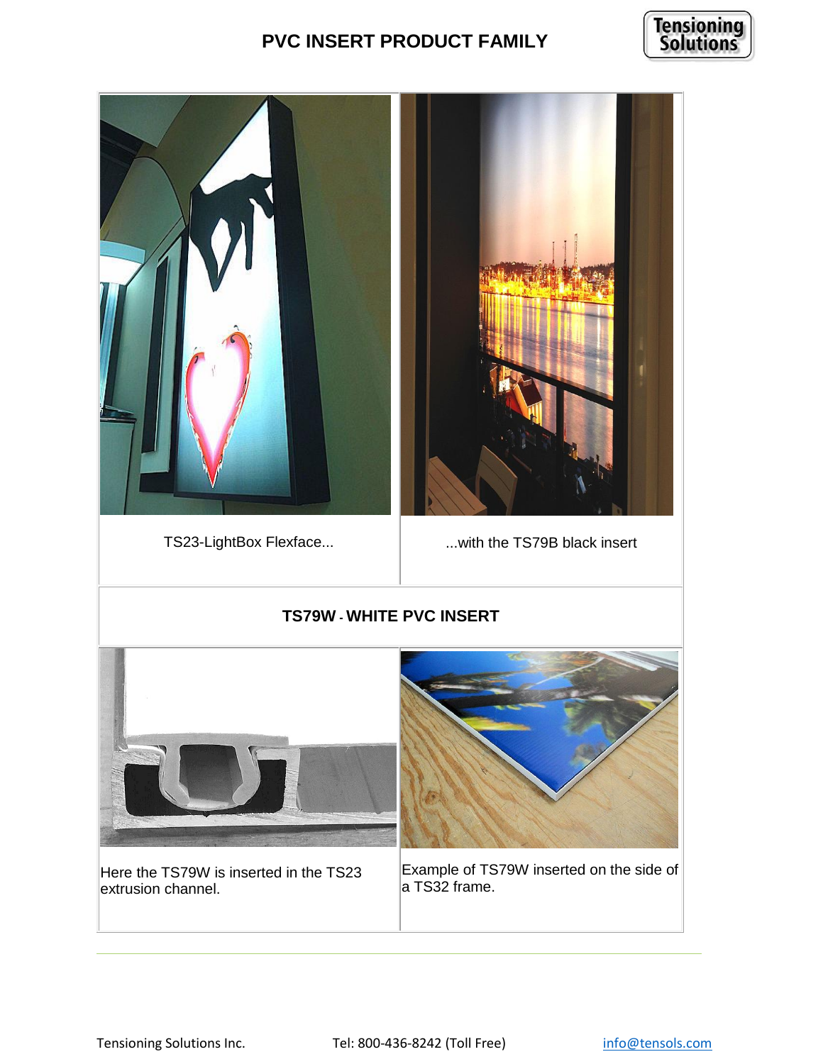# PVC INSERT PRODUCT FAMILY

| TS23-LightBox Flexface... | ...with the TS79B black insert |
| --- | --- |

## TS79W - WHITE PVC INSERT

| Here the TS79W is inserted in the TS23 extrusion channel. | Example of TS79W inserted on the side of a TS32 frame. |
| --- | --- |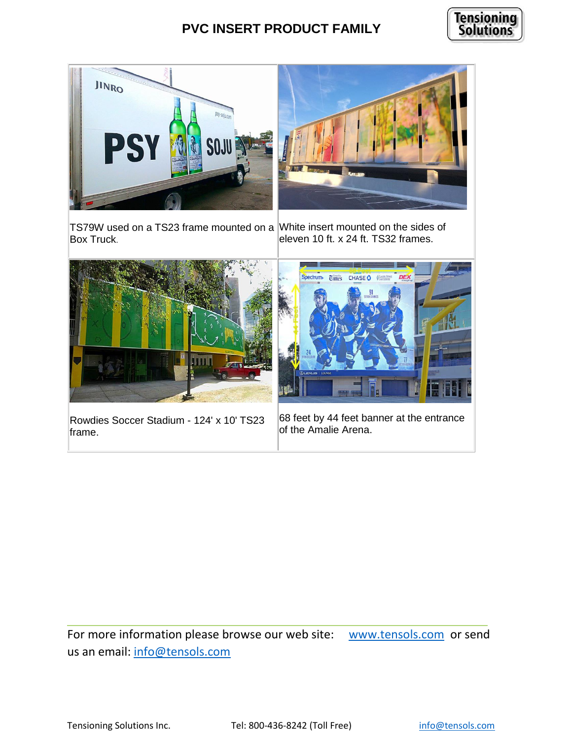# PVC INSERT PRODUCT FAMILY

| | |
|---|---|
| TS79W used on a TS23 frame mounted on a Box Truck. | White insert mounted on the sides of eleven 10 ft. x 24 ft. TS32 frames. |
| Rowdies Soccer Stadium - 124' x 10' TS23 frame. | 68 feet by 44 feet banner at the entrance of the Amalie Arena. |

For more information please browse our web site: www.tensols.com or send us an email: info@tensols.com